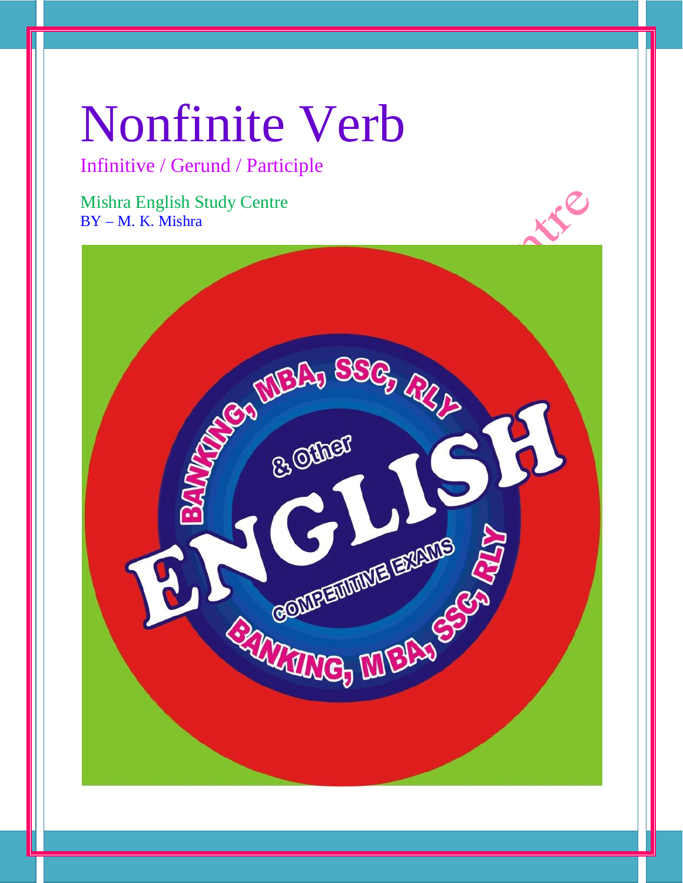# Nonfinite Verb

Infinitive / Gerund / Participle

Mishra English Study Centre
BY – M. K. Mishra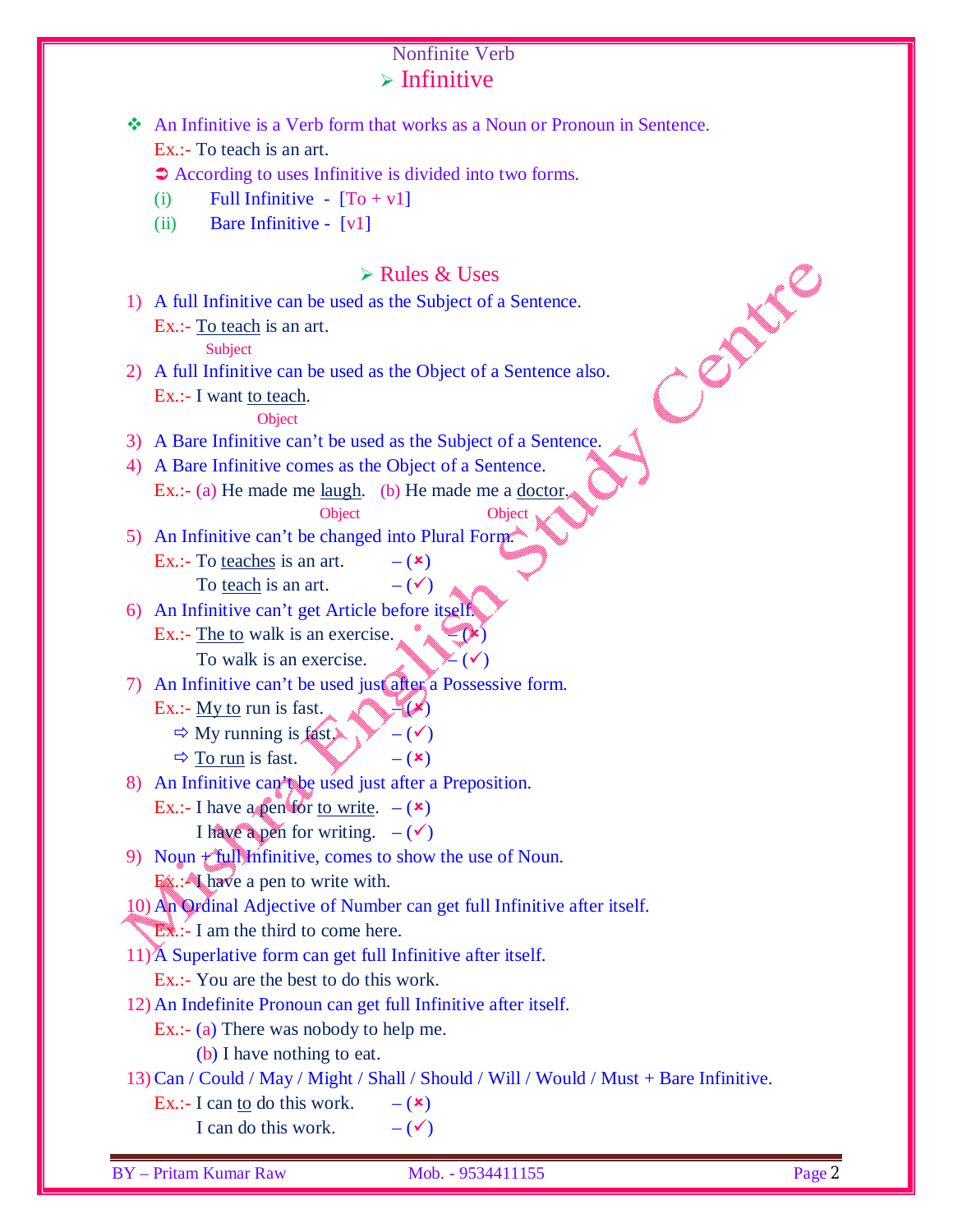Nonfinite Verb

## ➢ Infinitive

❖ An Infinitive is a Verb form that works as a Noun or Pronoun in Sentence.

Ex.:- To teach is an art.

➲ According to uses Infinitive is divided into two forms.

(i) Full Infinitive - [To + v1]

(ii) Bare Infinitive - [v1]

## ➢ Rules & Uses

1) A full Infinitive can be used as the Subject of a Sentence.

   Ex.:- <u>To teach</u> is an art.
   (Subject)

2) A full Infinitive can be used as the Object of a Sentence also.

   Ex.:- I want <u>to teach</u>.
   (Object)

3) A Bare Infinitive can't be used as the Subject of a Sentence.

4) A Bare Infinitive comes as the Object of a Sentence.

   Ex.:- (a) He made me <u>laugh</u>. (Object) (b) He made me a <u>doctor</u>. (Object)

5) An Infinitive can't be changed into Plural Form.

   Ex.:- To <u>teaches</u> is an art. – (✗)

   To <u>teach</u> is an art. – (✓)

6) An Infinitive can't get Article before itself.

   Ex.:- <u>The to</u> walk is an exercise. – (✗)

   To walk is an exercise. – (✓)

7) An Infinitive can't be used just after a Possessive form.

   Ex.:- <u>My to</u> run is fast. – (✗)

   ⇨ My running is fast. – (✓)

   ⇨ <u>To run</u> is fast. – (✗)

8) An Infinitive can't be used just after a Preposition.

   Ex.:- I have a pen for <u>to write</u>. – (✗)

   I have a pen for writing. – (✓)

9) Noun + full Infinitive, comes to show the use of Noun.

   Ex.:- I have a pen to write with.

10) An Ordinal Adjective of Number can get full Infinitive after itself.

   Ex.:- I am the third to come here.

11) A Superlative form can get full Infinitive after itself.

   Ex.:- You are the best to do this work.

12) An Indefinite Pronoun can get full Infinitive after itself.

   Ex.:- (a) There was nobody to help me.

   (b) I have nothing to eat.

13) Can / Could / May / Might / Shall / Should / Will / Would / Must + Bare Infinitive.

   Ex.:- I can <u>to</u> do this work. – (✗)

   I can do this work. – (✓)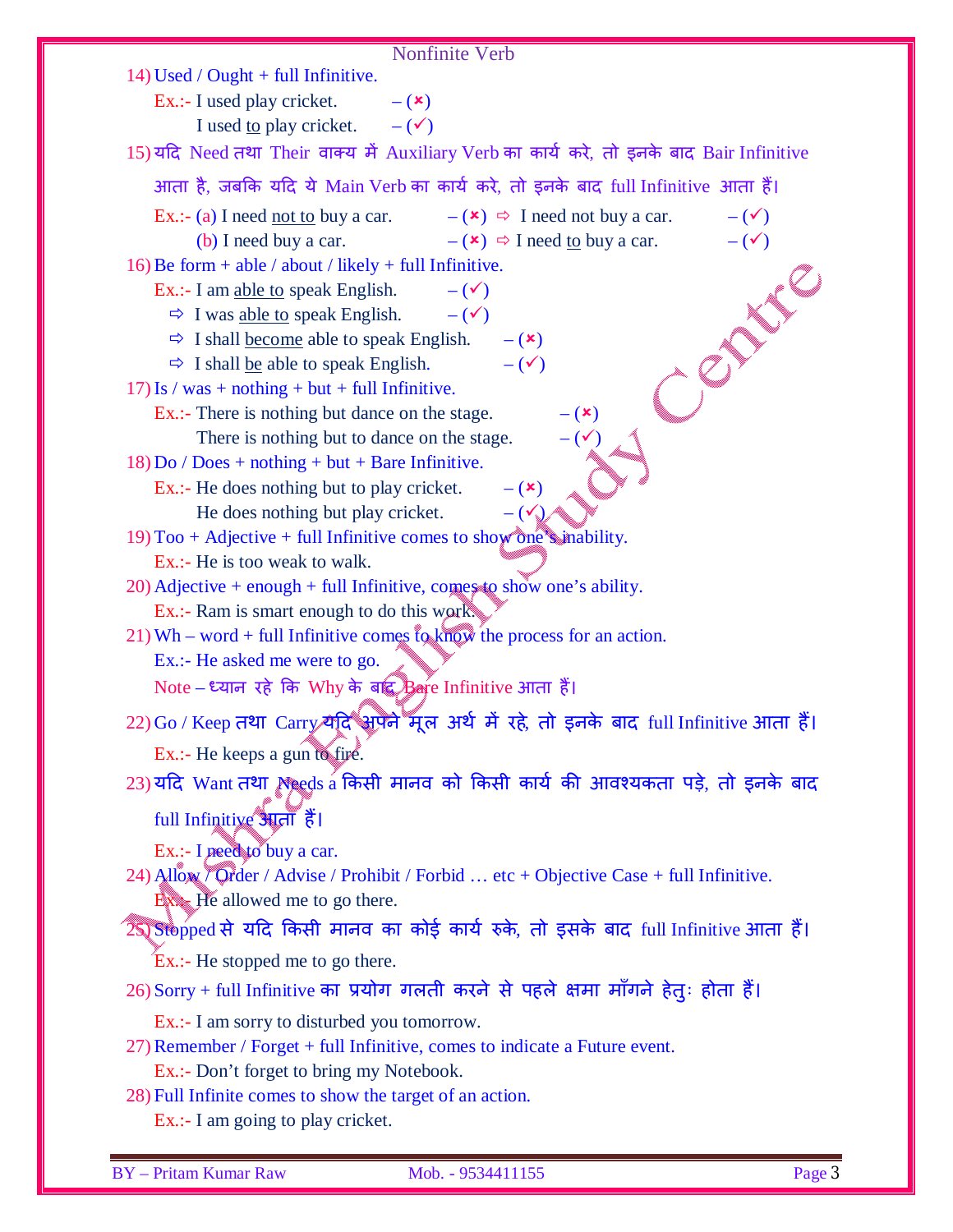Nonfinite Verb

14) Used / Ought + full Infinitive.

Ex.:- I used play cricket. – (×)

I used <u>to</u> play cricket. – (✓)

15) यदि Need तथा Their वाक्य में Auxiliary Verb का कार्य करे, तो इनके बाद Bair Infinitive आता है, जबकि यदि ये Main Verb का कार्य करे, तो इनके बाद full Infinitive आता हैं।

Ex.:- (a) I need <u>not to</u> buy a car. – (×) ⇨ I need not buy a car. – (✓)

(b) I need buy a car. – (×) ⇨ I need <u>to</u> buy a car. – (✓)

16) Be form + able / about / likely + full Infinitive.

Ex.:- I am <u>able to</u> speak English. – (✓)

⇨ I was <u>able to</u> speak English. – (✓)

⇨ I shall <u>become</u> able to speak English. – (×)

⇨ I shall <u>be</u> able to speak English. – (✓)

17) Is / was + nothing + but + full Infinitive.

Ex.:- There is nothing but dance on the stage. – (×)

There is nothing but to dance on the stage. – (✓)

18) Do / Does + nothing + but + Bare Infinitive.

Ex.:- He does nothing but to play cricket. – (×)

He does nothing but play cricket. – (✓)

19) Too + Adjective + full Infinitive comes to show one's inability.

Ex.:- He is too weak to walk.

20) Adjective + enough + full Infinitive, comes to show one's ability.

Ex.:- Ram is smart enough to do this work.

21) Wh – word + full Infinitive comes to know the process for an action.

Ex.:- He asked me were to go.

Note – ध्यान रहे कि Why के बाद Bare Infinitive आता हैं।

22) Go / Keep तथा Carry यदि अपने मूल अर्थ में रहे, तो इनके बाद full Infinitive आता हैं।

Ex.:- He keeps a gun to fire.

23) यदि Want तथा Needs a किसी मानव को किसी कार्य की आवश्यकता पड़े, तो इनके बाद full Infinitive आता हैं।

Ex.:- I need to buy a car.

24) Allow / Order / Advise / Prohibit / Forbid … etc + Objective Case + full Infinitive.

Ex.:- He allowed me to go there.

25) Stopped से यदि किसी मानव का कोई कार्य रुके, तो इसके बाद full Infinitive आता हैं।

Ex.:- He stopped me to go there.

26) Sorry + full Infinitive का प्रयोग गलती करने से पहले क्षमा माँगने हेतुः होता हैं।

Ex.:- I am sorry to disturbed you tomorrow.

27) Remember / Forget + full Infinitive, comes to indicate a Future event.

Ex.:- Don't forget to bring my Notebook.

28) Full Infinite comes to show the target of an action.

Ex.:- I am going to play cricket.

BY – Pritam Kumar Raw Mob. - 9534411155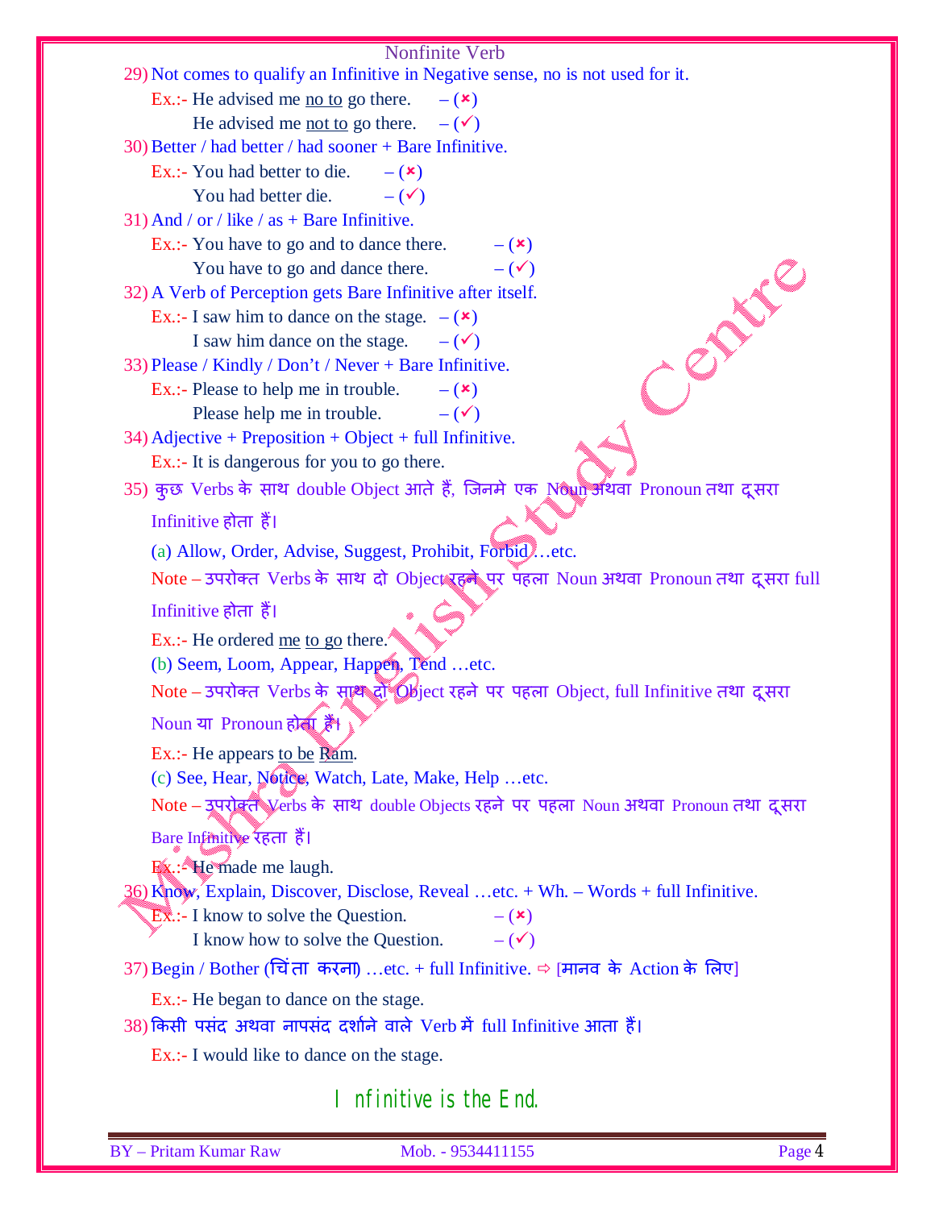29) Not comes to qualify an Infinitive in Negative sense, no is not used for it.

Ex.:- He advised me no to go there. – (×)
He advised me not to go there. – (✓)

30) Better / had better / had sooner + Bare Infinitive.

Ex.:- You had better to die. – (×)
You had better die. – (✓)

31) And / or / like / as + Bare Infinitive.

Ex.:- You have to go and to dance there. – (×)
You have to go and dance there. – (✓)

32) A Verb of Perception gets Bare Infinitive after itself.

Ex.:- I saw him to dance on the stage. – (×)
I saw him dance on the stage. – (✓)

33) Please / Kindly / Don't / Never + Bare Infinitive.

Ex.:- Please to help me in trouble. – (×)
Please help me in trouble. – (✓)

34) Adjective + Preposition + Object + full Infinitive.

Ex.:- It is dangerous for you to go there.

35) कुछ Verbs के साथ double Object आते हैं, जिनमे एक Noun अथवा Pronoun तथा दूसरा Infinitive होता हैं।

(a) Allow, Order, Advise, Suggest, Prohibit, Forbid …etc.

Note – उपरोक्त Verbs के साथ दो Object रहने पर पहला Noun अथवा Pronoun तथा दूसरा full Infinitive होता हैं।

Ex.:- He ordered me to go there.

(b) Seem, Loom, Appear, Happen, Tend …etc.

Note – उपरोक्त Verbs के साथ दो Object रहने पर पहला Object, full Infinitive तथा दूसरा Noun या Pronoun होता हैं।

Ex.:- He appears to be Ram.

(c) See, Hear, Notice, Watch, Late, Make, Help …etc.

Note – उपरोक्त Verbs के साथ double Objects रहने पर पहला Noun अथवा Pronoun तथा दूसरा Bare Infinitive रहता हैं।

Ex.:- He made me laugh.

36) Know, Explain, Discover, Disclose, Reveal …etc. + Wh. – Words + full Infinitive.

Ex.:- I know to solve the Question. – (×)
I know how to solve the Question. – (✓)

37) Begin / Bother (चिंता करना) …etc. + full Infinitive. ⇨ [मानव के Action के लिए]

Ex.:- He began to dance on the stage.

38) किसी पसंद अथवा नापसंद दर्शाने वाले Verb में full Infinitive आता हैं।

Ex.:- I would like to dance on the stage.

Infinitive is the End.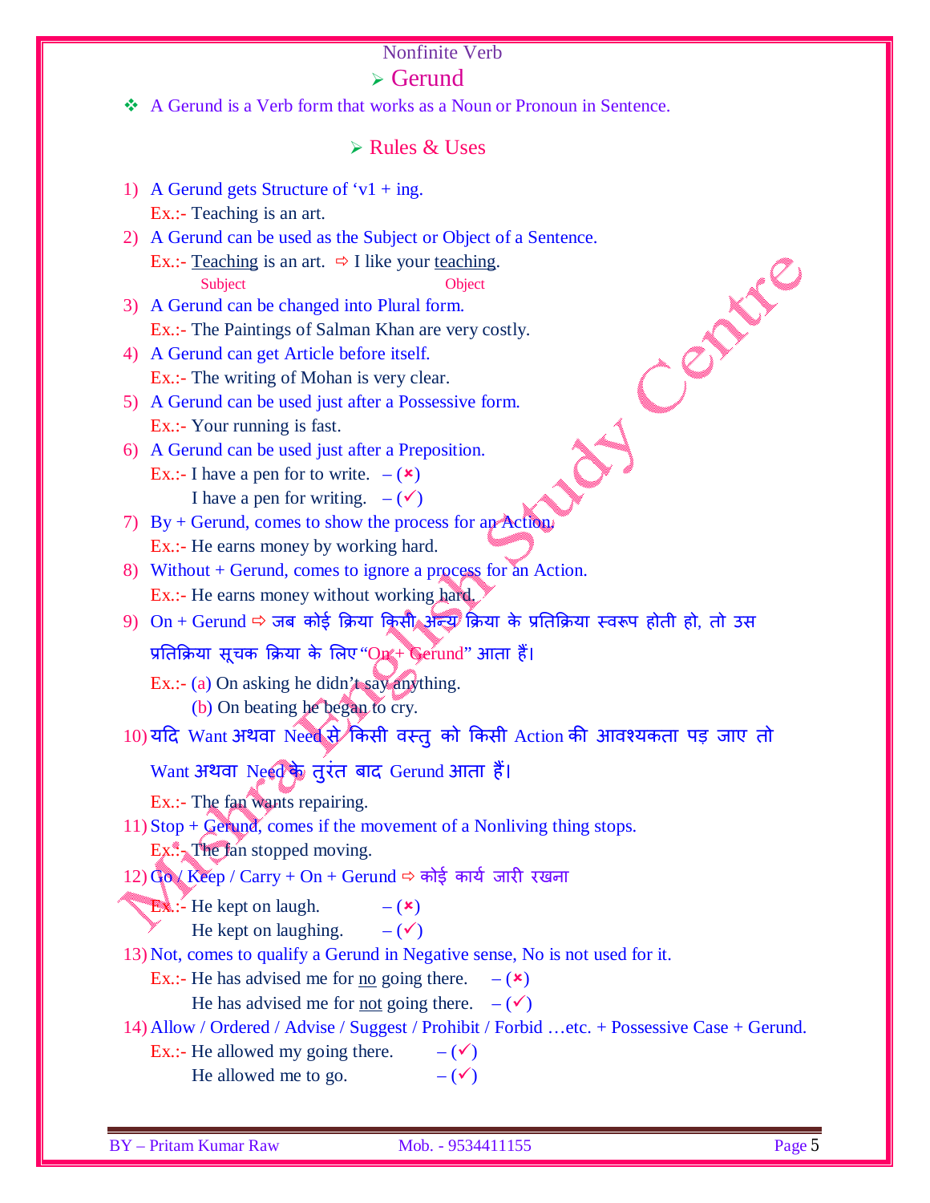Nonfinite Verb

# Gerund

❖ A Gerund is a Verb form that works as a Noun or Pronoun in Sentence.

## Rules & Uses

1) A Gerund gets Structure of ‘v1 + ing.
   Ex.:- Teaching is an art.
2) A Gerund can be used as the Subject or Object of a Sentence.
   Ex.:- Teaching is an art. ⇨ I like your teaching.
   (Teaching – Subject; teaching – Object)
3) A Gerund can be changed into Plural form.
   Ex.:- The Paintings of Salman Khan are very costly.
4) A Gerund can get Article before itself.
   Ex.:- The writing of Mohan is very clear.
5) A Gerund can be used just after a Possessive form.
   Ex.:- Your running is fast.
6) A Gerund can be used just after a Preposition.
   Ex.:- I have a pen for to write. – (✗)
   I have a pen for writing. – (✓)
7) By + Gerund, comes to show the process for an Action.
   Ex.:- He earns money by working hard.
8) Without + Gerund, comes to ignore a process for an Action.
   Ex.:- He earns money without working hard.
9) On + Gerund ⇨ जब कोई क्रिया किसी अन्य क्रिया के प्रतिक्रिया स्वरूप होती हो, तो उस प्रतिक्रिया सूचक क्रिया के लिए “On + Gerund” आता हैं।
   Ex.:- (a) On asking he didn’t say anything.
   (b) On beating he began to cry.
10) यदि Want अथवा Need से किसी वस्तु को किसी Action की आवश्यकता पड़ जाए तो Want अथवा Need के तुरंत बाद Gerund आता हैं।
    Ex.:- The fan wants repairing.
11) Stop + Gerund, comes if the movement of a Nonliving thing stops.
    Ex.:- The fan stopped moving.
12) Go / Keep / Carry + On + Gerund ⇨ कोई कार्य जारी रखना
    Ex.:- He kept on laugh. – (✗)
    He kept on laughing. – (✓)
13) Not, comes to qualify a Gerund in Negative sense, No is not used for it.
    Ex.:- He has advised me for no going there. – (✗)
    He has advised me for not going there. – (✓)
14) Allow / Ordered / Advise / Suggest / Prohibit / Forbid …etc. + Possessive Case + Gerund.
    Ex.:- He allowed my going there. – (✓)
    He allowed me to go. – (✓)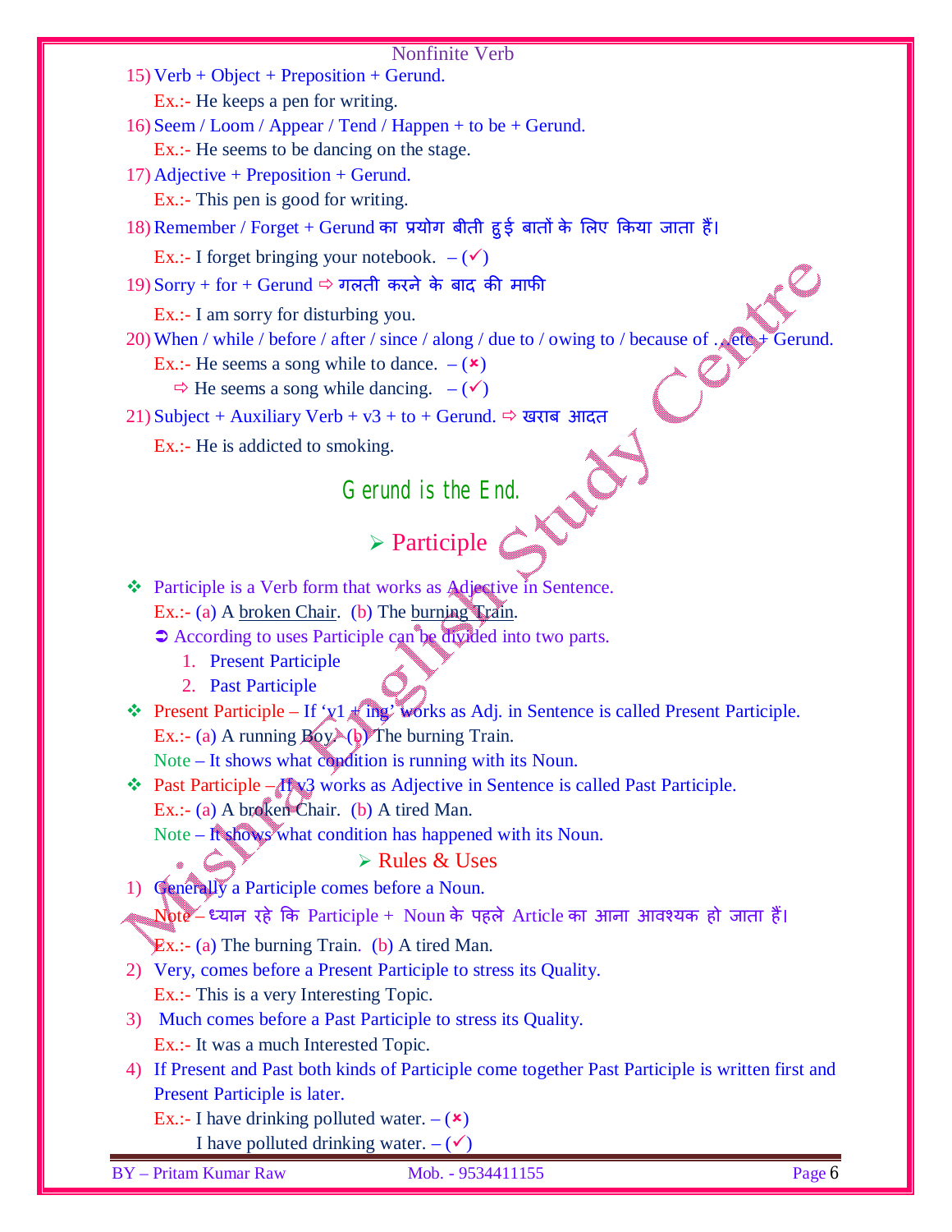15) Verb + Object + Preposition + Gerund.

Ex.:- He keeps a pen for writing.

16) Seem / Loom / Appear / Tend / Happen + to be + Gerund.

Ex.:- He seems to be dancing on the stage.

17) Adjective + Preposition + Gerund.

Ex.:- This pen is good for writing.

18) Remember / Forget + Gerund का प्रयोग बीती हुई बातों के लिए किया जाता हैं।

Ex.:- I forget bringing your notebook. – (✓)

19) Sorry + for + Gerund ⇨ गलती करने के बाद की माफी

Ex.:- I am sorry for disturbing you.

20) When / while / before / after / since / along / due to / owing to / because of ... etc + Gerund.

Ex.:- He seems a song while to dance. – (×)

⇨ He seems a song while dancing. – (✓)

21) Subject + Auxiliary Verb + v3 + to + Gerund. ⇨ खराब आदत

Ex.:- He is addicted to smoking.

Gerund is the End.

## ➢ Participle

❖ Participle is a Verb form that works as Adjective in Sentence.

Ex.:- (a) A broken Chair. (b) The burning Train.

➲ According to uses Participle can be divided into two parts.

1. Present Participle
2. Past Participle

❖ Present Participle – If 'v1 + ing' works as Adj. in Sentence is called Present Participle.

Ex.:- (a) A running Boy. (b) The burning Train.

Note – It shows what condition is running with its Noun.

❖ Past Participle – If v3 works as Adjective in Sentence is called Past Participle.

Ex.:- (a) A broken Chair. (b) A tired Man.

Note – It shows what condition has happened with its Noun.

### ➢ Rules & Uses

1) Generally a Participle comes before a Noun.

Note – ध्यान रहे कि Participle + Noun के पहले Article का आना आवश्यक हो जाता हैं।

Ex.:- (a) The burning Train. (b) A tired Man.

2) Very, comes before a Present Participle to stress its Quality.

Ex.:- This is a very Interesting Topic.

3) Much comes before a Past Participle to stress its Quality.

Ex.:- It was a much Interested Topic.

4) If Present and Past both kinds of Participle come together Past Participle is written first and Present Participle is later.

Ex.:- I have drinking polluted water. – (×)

I have polluted drinking water. – (✓)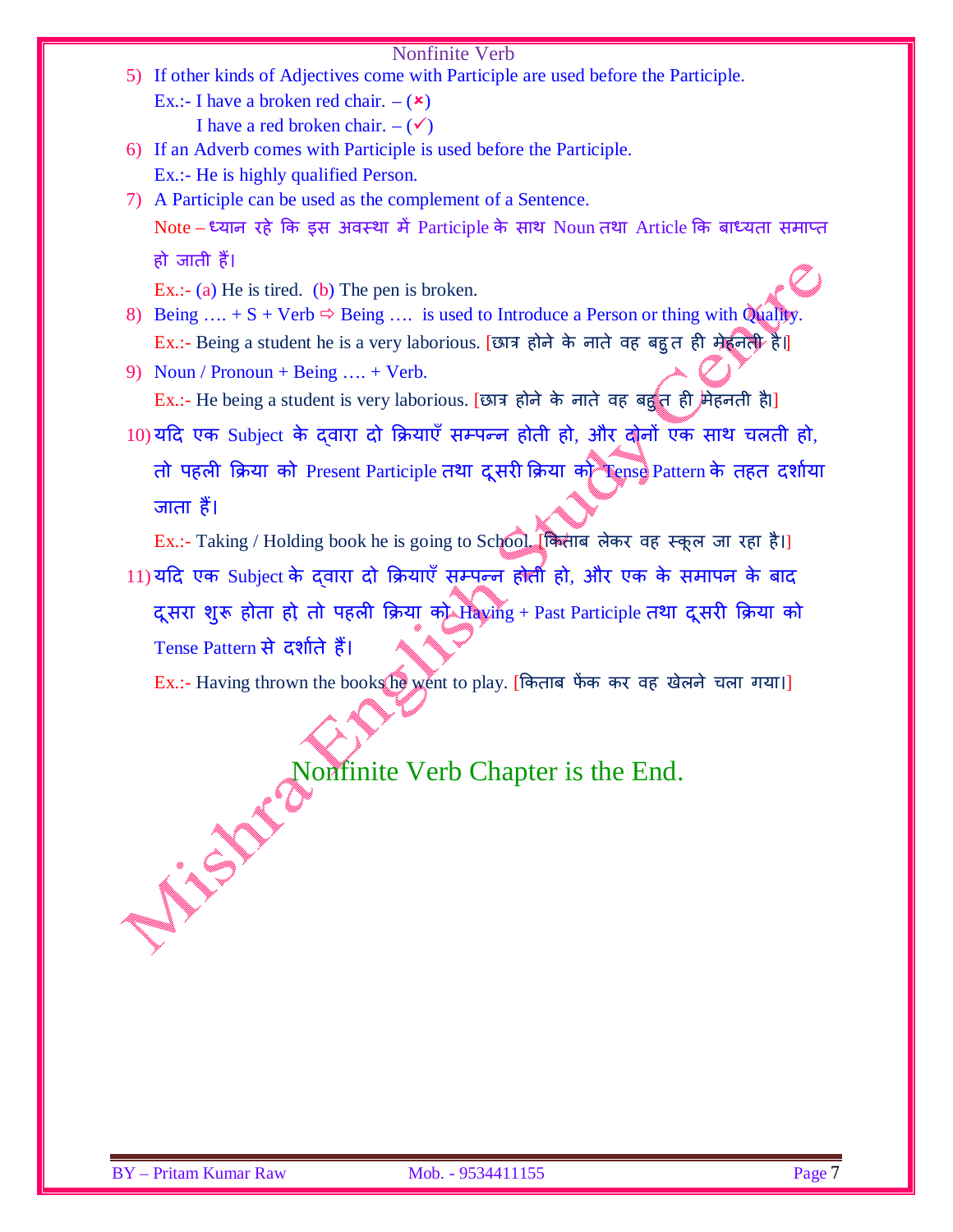5) If other kinds of Adjectives come with Participle are used before the Participle.
   Ex.:- I have a broken red chair. – (×)
   I have a red broken chair. – (✓)
6) If an Adverb comes with Participle is used before the Participle.
   Ex.:- He is highly qualified Person.
7) A Participle can be used as the complement of a Sentence.
   Note – ध्यान रहे कि इस अवस्था में Participle के साथ Noun तथा Article कि बाध्यता समाप्त हो जाती हैं।
   Ex.:- (a) He is tired. (b) The pen is broken.
8) Being …. + S + Verb ⇨ Being …. is used to Introduce a Person or thing with Quality.
   Ex.:- Being a student he is a very laborious. [छात्र होने के नाते वह बहुत ही मेहनती है।]
9) Noun / Pronoun + Being …. + Verb.
   Ex.:- He being a student is very laborious. [छात्र होने के नाते वह बहुत ही मेहनती है।]
10) यदि एक Subject के द्वारा दो क्रियाएँ सम्पन्न होती हो, और दोनों एक साथ चलती हो, तो पहली क्रिया को Present Participle तथा दूसरी क्रिया को Tense Pattern के तहत दर्शाया जाता हैं।
   Ex.:- Taking / Holding book he is going to School. [किताब लेकर वह स्कूल जा रहा है।]
11) यदि एक Subject के द्वारा दो क्रियाएँ सम्पन्न होती हो, और एक के समापन के बाद दूसरा शुरू होता हो, तो पहली क्रिया को Having + Past Participle तथा दूसरी क्रिया को Tense Pattern से दर्शाते हैं।
   Ex.:- Having thrown the books he went to play. [किताब फेंक कर वह खेलने चला गया।]

Nonfinite Verb Chapter is the End.